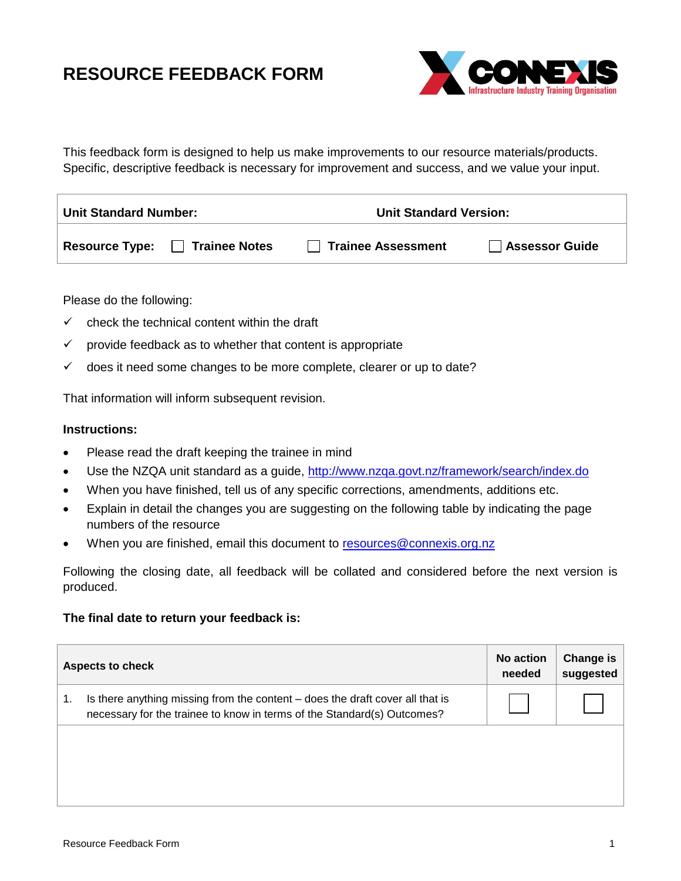# RESOURCE FEEDBACK FORM

This feedback form is designed to help us make improvements to our resource materials/products. Specific, descriptive feedback is necessary for improvement and success, and we value your input.

| **Unit Standard Number:** | **Unit Standard Version:** |
|---|---|
| **Resource Type:** ☐ **Trainee Notes** ☐ **Trainee Assessment** ☐ **Assessor Guide** | |

Please do the following:

- ✓ check the technical content within the draft
- ✓ provide feedback as to whether that content is appropriate
- ✓ does it need some changes to be more complete, clearer or up to date?

That information will inform subsequent revision.

**Instructions:**

- Please read the draft keeping the trainee in mind
- Use the NZQA unit standard as a guide, http://www.nzqa.govt.nz/framework/search/index.do
- When you have finished, tell us of any specific corrections, amendments, additions etc.
- Explain in detail the changes you are suggesting on the following table by indicating the page numbers of the resource
- When you are finished, email this document to resources@connexis.org.nz

Following the closing date, all feedback will be collated and considered before the next version is produced.

**The final date to return your feedback is:**

| **Aspects to check** | **No action needed** | **Change is suggested** |
|---|---|---|
| 1. Is there anything missing from the content – does the draft cover all that is necessary for the trainee to know in terms of the Standard(s) Outcomes? | ☐ | ☐ |
| | | |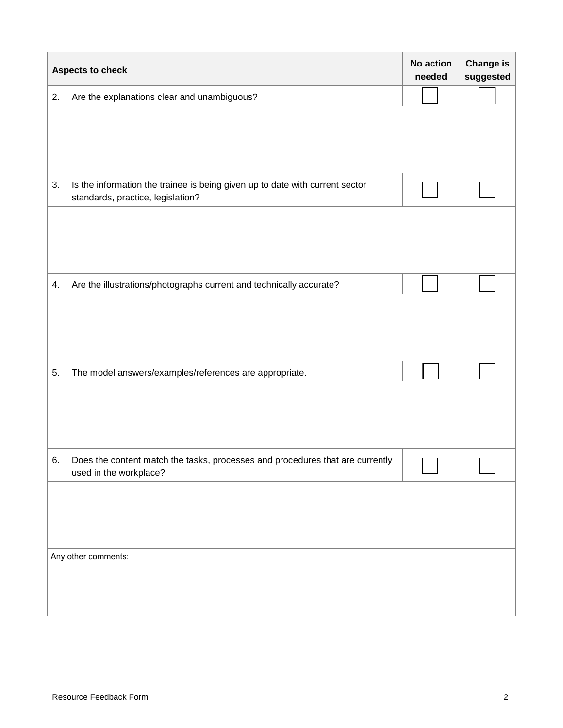| Aspects to check | No action needed | Change is suggested |
|---|---|---|
| 2. Are the explanations clear and unambiguous? | ☐ | ☐ |
| | | |
| 3. Is the information the trainee is being given up to date with current sector standards, practice, legislation? | ☐ | ☐ |
| | | |
| 4. Are the illustrations/photographs current and technically accurate? | ☐ | ☐ |
| | | |
| 5. The model answers/examples/references are appropriate. | ☐ | ☐ |
| | | |
| 6. Does the content match the tasks, processes and procedures that are currently used in the workplace? | ☐ | ☐ |
| | | |
| Any other comments: | | |